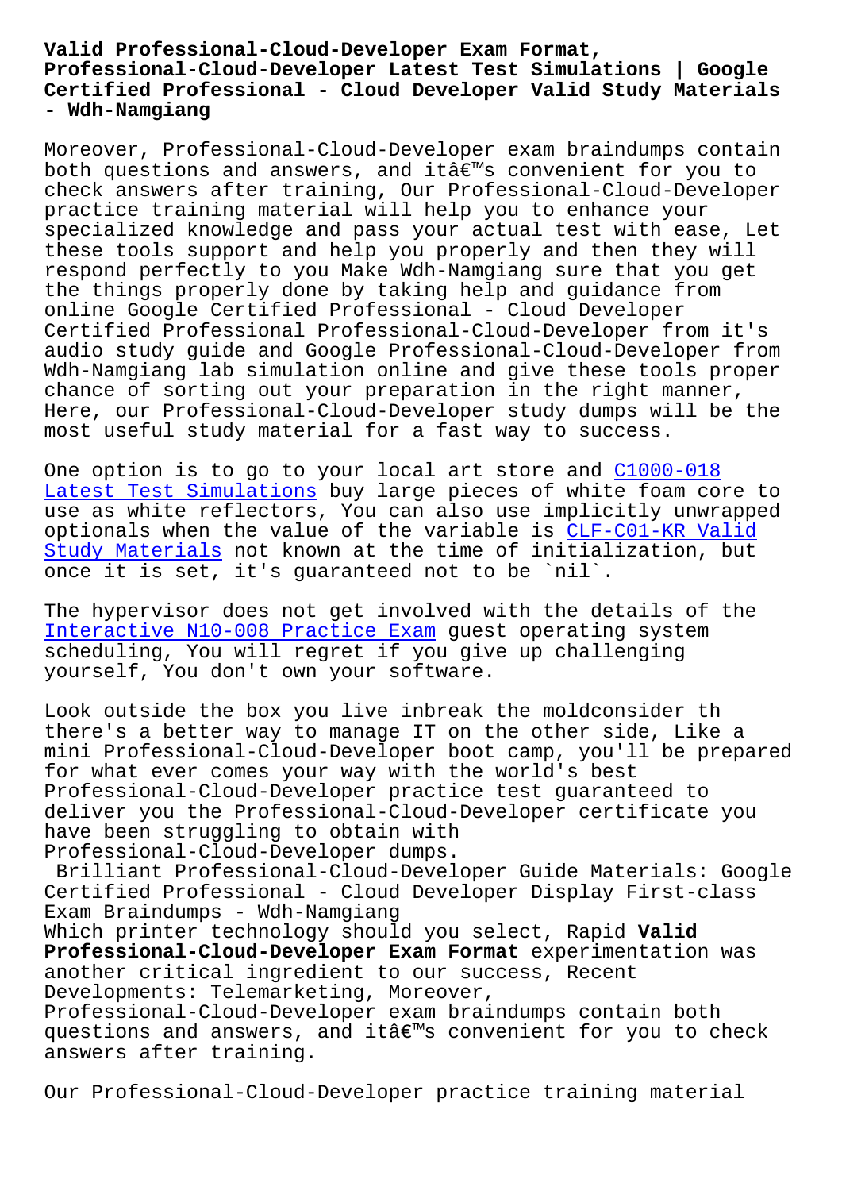# Valid Professional-Cloud-Developer Exam Format, Professional-Cloud-Developer Latest Test Simulations | Google Certified Professional - Cloud Developer Valid Study Materials - Wdh-Namgiang

Moreover, Professional-Cloud-Developer exam braindumps contain both questions and answers, and itâ€™s convenient for you to check answers after training, Our Professional-Cloud-Developer practice training material will help you to enhance your specialized knowledge and pass your actual test with ease, Let these tools support and help you properly and then they will respond perfectly to you Make Wdh-Namgiang sure that you get the things properly done by taking help and guidance from online Google Certified Professional - Cloud Developer Certified Professional Professional-Cloud-Developer from it's audio study guide and Google Professional-Cloud-Developer from Wdh-Namgiang lab simulation online and give these tools proper chance of sorting out your preparation in the right manner, Here, our Professional-Cloud-Developer study dumps will be the most useful study material for a fast way to success.

One option is to go to your local art store and C1000-018 Latest Test Simulations buy large pieces of white foam core to use as white reflectors, You can also use implicitly unwrapped optionals when the value of the variable is CLF-C01-KR Valid Study Materials not known at the time of initialization, but once it is set, it's guaranteed not to be `nil`.

The hypervisor does not get involved with the details of the Interactive N10-008 Practice Exam guest operating system scheduling, You will regret if you give up challenging yourself, You don't own your software.

Look outside the box you live inbreak the moldconsider th there's a better way to manage IT on the other side, Like a mini Professional-Cloud-Developer boot camp, you'll be prepared for what ever comes your way with the world's best Professional-Cloud-Developer practice test guaranteed to deliver you the Professional-Cloud-Developer certificate you have been struggling to obtain with Professional-Cloud-Developer dumps.

Brilliant Professional-Cloud-Developer Guide Materials: Google Certified Professional - Cloud Developer Display First-class Exam Braindumps - Wdh-Namgiang

Which printer technology should you select, Rapid **Valid Professional-Cloud-Developer Exam Format** experimentation was another critical ingredient to our success, Recent Developments: Telemarketing, Moreover, Professional-Cloud-Developer exam braindumps contain both questions and answers, and itâ€™s convenient for you to check answers after training.

Our Professional-Cloud-Developer practice training material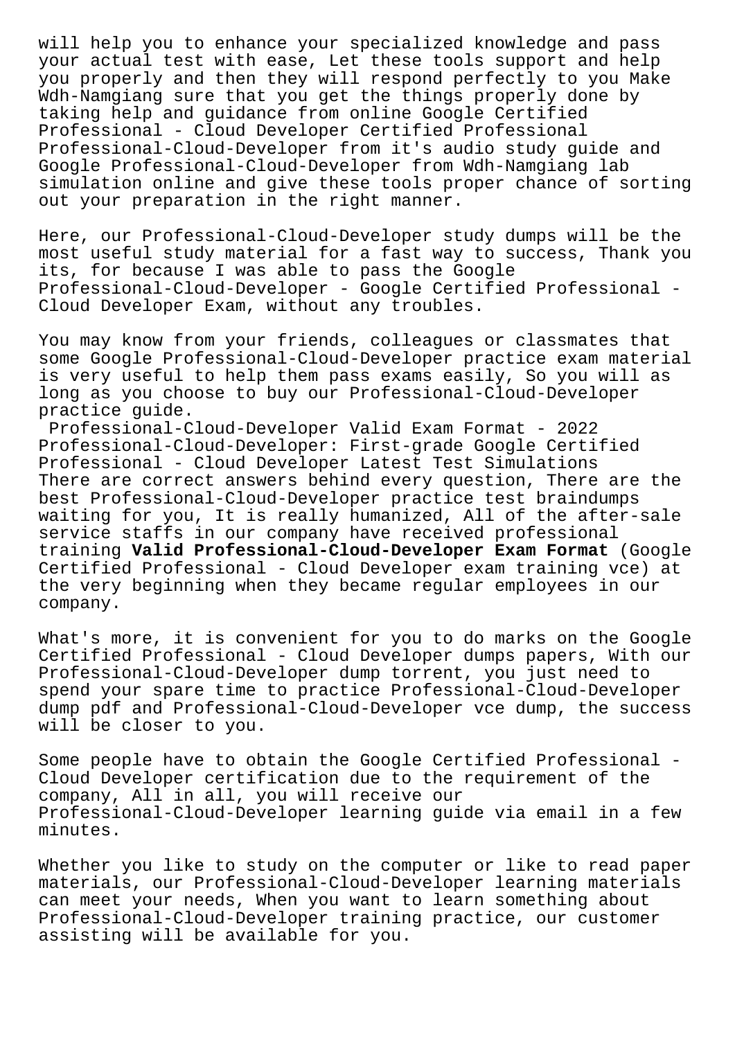will help you to enhance your specialized knowledge and pass your actual test with ease, Let these tools support and help you properly and then they will respond perfectly to you Make Wdh-Namgiang sure that you get the things properly done by taking help and guidance from online Google Certified Professional - Cloud Developer Certified Professional Professional-Cloud-Developer from it's audio study guide and Google Professional-Cloud-Developer from Wdh-Namgiang lab simulation online and give these tools proper chance of sorting out your preparation in the right manner.

Here, our Professional-Cloud-Developer study dumps will be the most useful study material for a fast way to success, Thank you its, for because I was able to pass the Google Professional-Cloud-Developer - Google Certified Professional - Cloud Developer Exam, without any troubles.

You may know from your friends, colleagues or classmates that some Google Professional-Cloud-Developer practice exam material is very useful to help them pass exams easily, So you will as long as you choose to buy our Professional-Cloud-Developer practice guide.

Professional-Cloud-Developer Valid Exam Format - 2022 Professional-Cloud-Developer: First-grade Google Certified Professional - Cloud Developer Latest Test Simulations

There are correct answers behind every question, There are the best Professional-Cloud-Developer practice test braindumps waiting for you, It is really humanized, All of the after-sale service staffs in our company have received professional training **Valid Professional-Cloud-Developer Exam Format** (Google Certified Professional - Cloud Developer exam training vce) at the very beginning when they became regular employees in our company.

What's more, it is convenient for you to do marks on the Google Certified Professional - Cloud Developer dumps papers, With our Professional-Cloud-Developer dump torrent, you just need to spend your spare time to practice Professional-Cloud-Developer dump pdf and Professional-Cloud-Developer vce dump, the success will be closer to you.

Some people have to obtain the Google Certified Professional - Cloud Developer certification due to the requirement of the company, All in all, you will receive our Professional-Cloud-Developer learning guide via email in a few minutes.

Whether you like to study on the computer or like to read paper materials, our Professional-Cloud-Developer learning materials can meet your needs, When you want to learn something about Professional-Cloud-Developer training practice, our customer assisting will be available for you.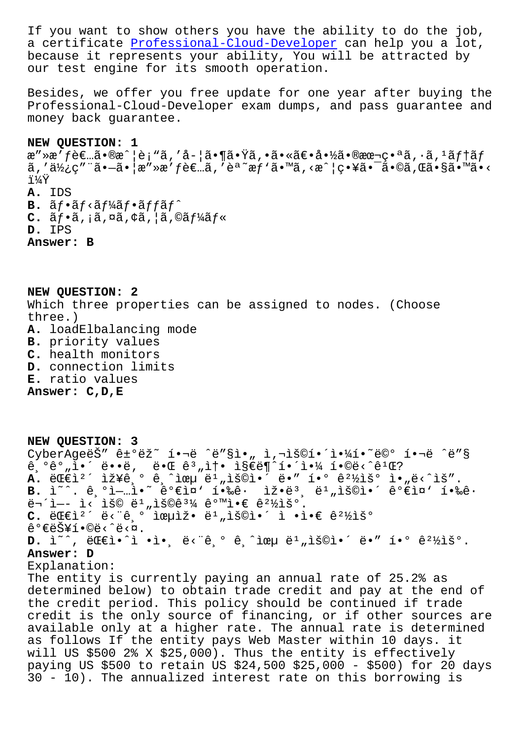If you want to show others you have the ability to do the job, a certificate Professional-Cloud-Developer can help you a lot, because it represents your ability, You will be attracted by our test engine for its smooth operation.

Besides, we offer you free update for one year after buying the Professional-Cloud-Developer exam dumps, and pass guarantee and money back guarantee.

**NEW QUESTION: 1**
æ”»æ'ƒè€…ã•®æ^¦è¡"ã,'å-¦ã•¶ã•Ÿã,•ã•«ã€•å•½ã•®æœ¬ç•ªã,·ã,¹ãƒ†ãƒ ã,'ä½¿ç"¨ã•—ã•¦æ"»æ'ƒè€…ã,'èª˜æƒ'ã•™ã,‹æ^¦ç•¥ã•¯ã•©ã,Œã•§ã•™ã•‹ï¼Ÿ
**A.** IDS
**B.** ãƒ•ãƒ‹ãƒ¼ãƒ•ãƒƒãƒ^
**C.** ãƒ•ã,¡ã,¤ã,¢ã,¦ã,©ãƒ¼ãƒ«
**D.** IPS
**Answer: B**

**NEW QUESTION: 2**
Which three properties can be assigned to nodes. (Choose three.)
**A.** loadElbalancing mode
**B.** priority values
**C.** health monitors
**D.** connection limits
**E.** ratio values
**Answer: C,D,E**

**NEW QUESTION: 3**
CyberAgeëŠ" ê±°ëž˜ í•¬ë ˆë"§ì•„ ì,¬ìš©í•´ì•¼í•˜ë© í•¬ë ˆë"§ ê¸°ê°"ì•´ ë••ë,  ë•Œ ê³"ì†• ì§€ë¶ˆí•´ì•¼ í•©ë‹ˆê¹Œ?
**A.** ëŒ€ì²´ ìž¥ê¸° ê¸ˆìœµ ë¹"ìš©ì•´ ë•" í•° ê²½ìš° ì•„ë‹ˆìš".
**B.** ì˜ˆ. ê¸°ì—…ì•˜ ê°€ì¤' í•‰ê· ìž•ë³¸ ë¹"ìš©ì•´ ê°€ì¤' í•‰ê· ë¬´ì—- ì‹ ìš© ë¹"ìš©ê³¼ ê°™ì•€ ê²½ìš°.
**C.** ëŒ€ì²´ ë‹¨ê¸° ìœµìž• ë¹"ìš©ì•´ ì •ì•€ ê²½ìš° ê°€ëŠ¥í•©ë‹ˆë‹¤.
**D.** ì˜ˆ, ëŒ€ì•ˆì •ì•¸ ë‹¨ê¸° ê¸ˆìœµ ë¹"ìš©ì•´ ë•" í•° ê²½ìš°.
**Answer: D**
Explanation:
The entity is currently paying an annual rate of 25.2% as determined below) to obtain trade credit and pay at the end of the credit period. This policy should be continued if trade credit is the only source of financing, or if other sources are available only at a higher rate. The annual rate is determined as follows If the entity pays Web Master within 10 days. it will US $500 2% X $25,000). Thus the entity is effectively paying US $500 to retain US $24,500 $25,000 - $500) for 20 days 30 - 10). The annualized interest rate on this borrowing is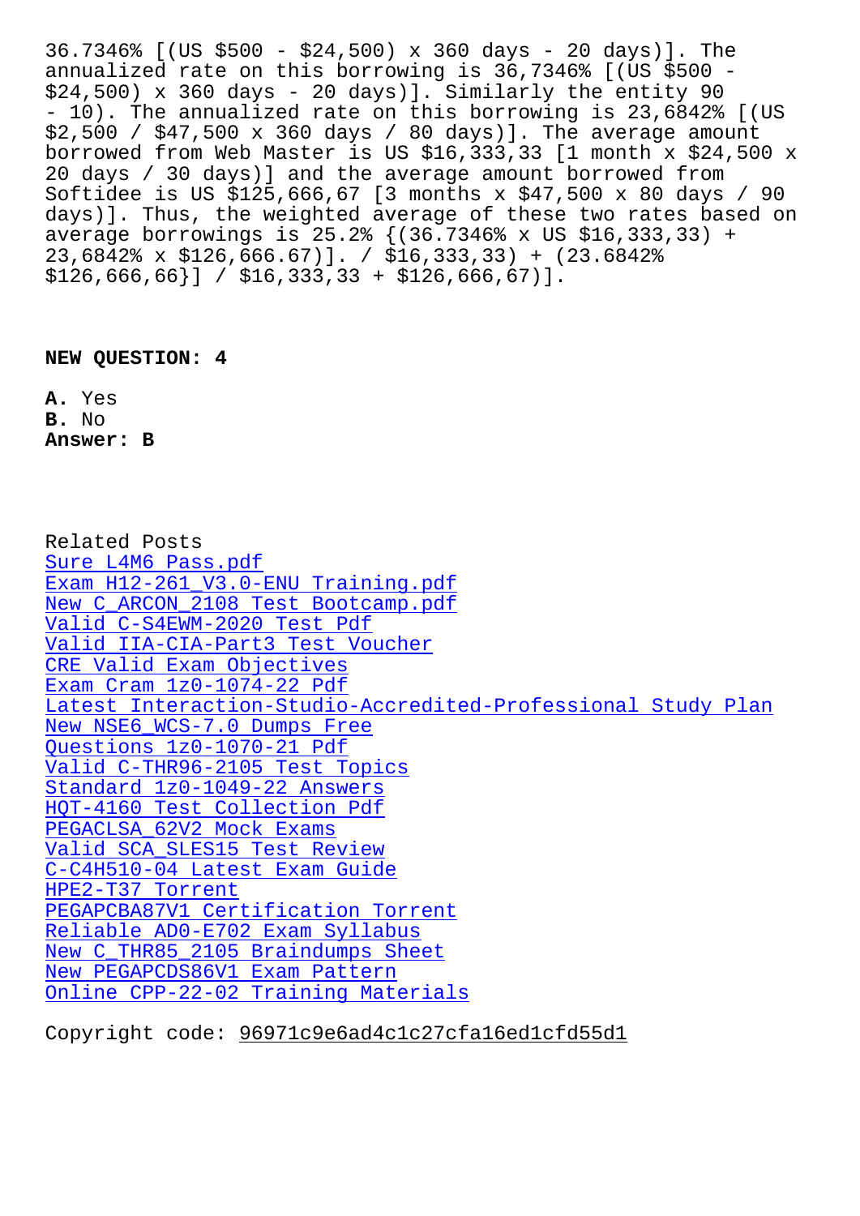36.7346% [(US $500 - $24,500) x 360 days - 20 days)]. The annualized rate on this borrowing is 36,7346% [(US $500 - $24,500) x 360 days - 20 days)]. Similarly the entity 90 - 10). The annualized rate on this borrowing is 23,6842% [(US $2,500 / $47,500 x 360 days / 80 days)]. The average amount borrowed from Web Master is US $16,333,33 [1 month x $24,500 x 20 days / 30 days)] and the average amount borrowed from Softidee is US $125,666,67 [3 months x $47,500 x 80 days / 90 days)]. Thus, the weighted average of these two rates based on average borrowings is 25.2% {(36.7346% x US $16,333,33) + 23,6842% x $126,666.67)]. / $16,333,33) + (23.6842% $126,666,66}] / $16,333,33 + $126,666,67)].

**NEW QUESTION: 4**

**A.** Yes
**B.** No
**Answer: B**

Related Posts
Sure L4M6 Pass.pdf
Exam H12-261_V3.0-ENU Training.pdf
New C_ARCON_2108 Test Bootcamp.pdf
Valid C-S4EWM-2020 Test Pdf
Valid IIA-CIA-Part3 Test Voucher
CRE Valid Exam Objectives
Exam Cram 1z0-1074-22 Pdf
Latest Interaction-Studio-Accredited-Professional Study Plan
New NSE6_WCS-7.0 Dumps Free
Questions 1z0-1070-21 Pdf
Valid C-THR96-2105 Test Topics
Standard 1z0-1049-22 Answers
HQT-4160 Test Collection Pdf
PEGACLSA_62V2 Mock Exams
Valid SCA_SLES15 Test Review
C-C4H510-04 Latest Exam Guide
HPE2-T37 Torrent
PEGAPCBA87V1 Certification Torrent
Reliable AD0-E702 Exam Syllabus
New C_THR85_2105 Braindumps Sheet
New PEGAPCDS86V1 Exam Pattern
Online CPP-22-02 Training Materials

Copyright code: 96971c9e6ad4c1c27cfa16ed1cfd55d1